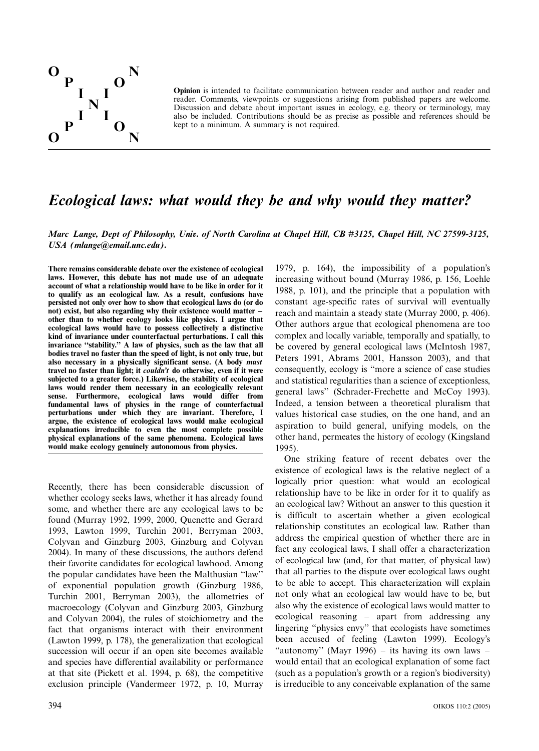# OPINION

**Opinion** is intended to facilitate communication between reader and author and reader and reader. Comments, viewpoints or suggestions arising from published papers are welcome. Discussion and debate about important issues in ecology, e.g. theory or terminology, may also be included. Contributions should be as precise as possible and references should be kept to a minimum. A summary is not required.

## *Ecological laws: what would they be and why would they matter?*

*Marc Lange, Dept of Philosophy, Univ. of North Carolina at Chapel Hill, CB #3125, Chapel Hill, NC 27599-3125, USA (mlange@email.unc.edu).*

**There remains considerable debate over the existence of ecological laws. However, this debate has not made use of an adequate account of what a relationship would have to be like in order for it to qualify as an ecological law. As a result, confusions have persisted not only over how to show that ecological laws do (or do not) exist, but also regarding why their existence would matter – other than to whether ecology looks like physics. I argue that ecological laws would have to possess collectively a distinctive kind of invariance under counterfactual perturbations. I call this invariance "stability." A law of physics, such as the law that all bodies travel no faster than the speed of light, is not only true, but also necessary in a physically significant sense. (A body *must* travel no faster than light; it *couldn't* do otherwise, even if it were subjected to a greater force.) Likewise, the stability of ecological laws would render them necessary in an ecologically relevant sense. Furthermore, ecological laws would differ from fundamental laws of physics in the range of counterfactual perturbations under which they are invariant. Therefore, I argue, the existence of ecological laws would make ecological explanations irreducible to even the most complete possible physical explanations of the same phenomena. Ecological laws would make ecology genuinely autonomous from physics.**

Recently, there has been considerable discussion of whether ecology seeks laws, whether it has already found some, and whether there are any ecological laws to be found (Murray 1992, 1999, 2000, Quenette and Gerard 1993, Lawton 1999, Turchin 2001, Berryman 2003, Colyvan and Ginzburg 2003, Ginzburg and Colyvan 2004). In many of these discussions, the authors defend their favorite candidates for ecological lawhood. Among the popular candidates have been the Malthusian "law" of exponential population growth (Ginzburg 1986, Turchin 2001, Berryman 2003), the allometries of macroecology (Colyvan and Ginzburg 2003, Ginzburg and Colyvan 2004), the rules of stoichiometry and the fact that organisms interact with their environment (Lawton 1999, p. 178), the generalization that ecological succession will occur if an open site becomes available and species have differential availability or performance at that site (Pickett et al. 1994, p. 68), the competitive exclusion principle (Vandermeer 1972, p. 10, Murray 1979, p. 164), the impossibility of a population's increasing without bound (Murray 1986, p. 156, Loehle 1988, p. 101), and the principle that a population with constant age-specific rates of survival will eventually reach and maintain a steady state (Murray 2000, p. 406). Other authors argue that ecological phenomena are too complex and locally variable, temporally and spatially, to be covered by general ecological laws (McIntosh 1987, Peters 1991, Abrams 2001, Hansson 2003), and that consequently, ecology is "more a science of case studies and statistical regularities than a science of exceptionless, general laws" (Schrader-Frechette and McCoy 1993). Indeed, a tension between a theoretical pluralism that values historical case studies, on the one hand, and an aspiration to build general, unifying models, on the other hand, permeates the history of ecology (Kingsland 1995).

One striking feature of recent debates over the existence of ecological laws is the relative neglect of a logically prior question: what would an ecological relationship have to be like in order for it to qualify as an ecological law? Without an answer to this question it is difficult to ascertain whether a given ecological relationship constitutes an ecological law. Rather than address the empirical question of whether there are in fact any ecological laws, I shall offer a characterization of ecological law (and, for that matter, of physical law) that all parties to the dispute over ecological laws ought to be able to accept. This characterization will explain not only what an ecological law would have to be, but also why the existence of ecological laws would matter to ecological reasoning – apart from addressing any lingering "physics envy" that ecologists have sometimes been accused of feeling (Lawton 1999). Ecology's "autonomy" (Mayr 1996) – its having its own laws – would entail that an ecological explanation of some fact (such as a population's growth or a region's biodiversity) is irreducible to any conceivable explanation of the same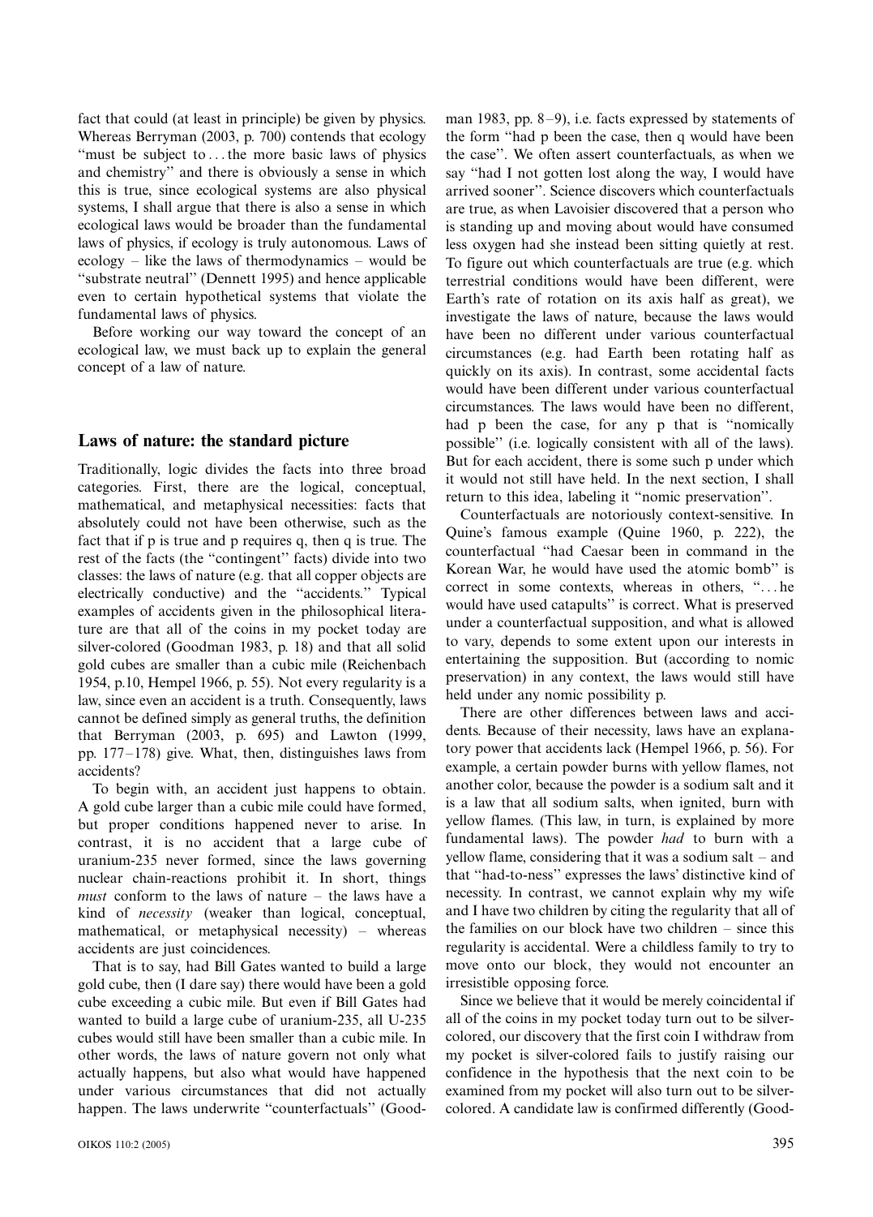fact that could (at least in principle) be given by physics. Whereas Berryman (2003, p. 700) contends that ecology "must be subject to . . . the more basic laws of physics and chemistry" and there is obviously a sense in which this is true, since ecological systems are also physical systems, I shall argue that there is also a sense in which ecological laws would be broader than the fundamental laws of physics, if ecology is truly autonomous. Laws of ecology – like the laws of thermodynamics – would be "substrate neutral" (Dennett 1995) and hence applicable even to certain hypothetical systems that violate the fundamental laws of physics.

Before working our way toward the concept of an ecological law, we must back up to explain the general concept of a law of nature.

## Laws of nature: the standard picture

Traditionally, logic divides the facts into three broad categories. First, there are the logical, conceptual, mathematical, and metaphysical necessities: facts that absolutely could not have been otherwise, such as the fact that if p is true and p requires q, then q is true. The rest of the facts (the "contingent" facts) divide into two classes: the laws of nature (e.g. that all copper objects are electrically conductive) and the "accidents." Typical examples of accidents given in the philosophical literature are that all of the coins in my pocket today are silver-colored (Goodman 1983, p. 18) and that all solid gold cubes are smaller than a cubic mile (Reichenbach 1954, p.10, Hempel 1966, p. 55). Not every regularity is a law, since even an accident is a truth. Consequently, laws cannot be defined simply as general truths, the definition that Berryman (2003, p. 695) and Lawton (1999, pp. 177–178) give. What, then, distinguishes laws from accidents?

To begin with, an accident just happens to obtain. A gold cube larger than a cubic mile could have formed, but proper conditions happened never to arise. In contrast, it is no accident that a large cube of uranium-235 never formed, since the laws governing nuclear chain-reactions prohibit it. In short, things *must* conform to the laws of nature – the laws have a kind of *necessity* (weaker than logical, conceptual, mathematical, or metaphysical necessity) – whereas accidents are just coincidences.

That is to say, had Bill Gates wanted to build a large gold cube, then (I dare say) there would have been a gold cube exceeding a cubic mile. But even if Bill Gates had wanted to build a large cube of uranium-235, all U-235 cubes would still have been smaller than a cubic mile. In other words, the laws of nature govern not only what actually happens, but also what would have happened under various circumstances that did not actually happen. The laws underwrite "counterfactuals" (Goodman 1983, pp. 8–9), i.e. facts expressed by statements of the form "had p been the case, then q would have been the case". We often assert counterfactuals, as when we say "had I not gotten lost along the way, I would have arrived sooner". Science discovers which counterfactuals are true, as when Lavoisier discovered that a person who is standing up and moving about would have consumed less oxygen had she instead been sitting quietly at rest. To figure out which counterfactuals are true (e.g. which terrestrial conditions would have been different, were Earth's rate of rotation on its axis half as great), we investigate the laws of nature, because the laws would have been no different under various counterfactual circumstances (e.g. had Earth been rotating half as quickly on its axis). In contrast, some accidental facts would have been different under various counterfactual circumstances. The laws would have been no different, had p been the case, for any p that is "nomically possible" (i.e. logically consistent with all of the laws). But for each accident, there is some such p under which it would not still have held. In the next section, I shall return to this idea, labeling it "nomic preservation".

Counterfactuals are notoriously context-sensitive. In Quine's famous example (Quine 1960, p. 222), the counterfactual "had Caesar been in command in the Korean War, he would have used the atomic bomb" is correct in some contexts, whereas in others, ". . . he would have used catapults" is correct. What is preserved under a counterfactual supposition, and what is allowed to vary, depends to some extent upon our interests in entertaining the supposition. But (according to nomic preservation) in any context, the laws would still have held under any nomic possibility p.

There are other differences between laws and accidents. Because of their necessity, laws have an explanatory power that accidents lack (Hempel 1966, p. 56). For example, a certain powder burns with yellow flames, not another color, because the powder is a sodium salt and it is a law that all sodium salts, when ignited, burn with yellow flames. (This law, in turn, is explained by more fundamental laws). The powder *had* to burn with a yellow flame, considering that it was a sodium salt – and that "had-to-ness" expresses the laws' distinctive kind of necessity. In contrast, we cannot explain why my wife and I have two children by citing the regularity that all of the families on our block have two children – since this regularity is accidental. Were a childless family to try to move onto our block, they would not encounter an irresistible opposing force.

Since we believe that it would be merely coincidental if all of the coins in my pocket today turn out to be silver-colored, our discovery that the first coin I withdraw from my pocket is silver-colored fails to justify raising our confidence in the hypothesis that the next coin to be examined from my pocket will also turn out to be silver-colored. A candidate law is confirmed differently (Good-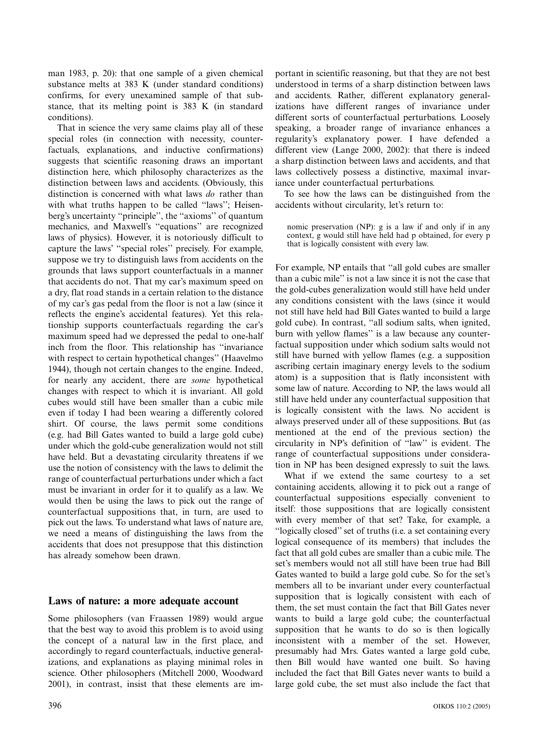man 1983, p. 20): that one sample of a given chemical substance melts at 383 K (under standard conditions) confirms, for every unexamined sample of that substance, that its melting point is 383 K (in standard conditions).

That in science the very same claims play all of these special roles (in connection with necessity, counterfactuals, explanations, and inductive confirmations) suggests that scientific reasoning draws an important distinction here, which philosophy characterizes as the distinction between laws and accidents. (Obviously, this distinction is concerned with what laws *do* rather than with what truths happen to be called "laws"; Heisenberg's uncertainty "principle", the "axioms" of quantum mechanics, and Maxwell's "equations" are recognized laws of physics). However, it is notoriously difficult to capture the laws' "special roles" precisely. For example, suppose we try to distinguish laws from accidents on the grounds that laws support counterfactuals in a manner that accidents do not. That my car's maximum speed on a dry, flat road stands in a certain relation to the distance of my car's gas pedal from the floor is not a law (since it reflects the engine's accidental features). Yet this relationship supports counterfactuals regarding the car's maximum speed had we depressed the pedal to one-half inch from the floor. This relationship has "invariance with respect to certain hypothetical changes" (Haavelmo 1944), though not certain changes to the engine. Indeed, for nearly any accident, there are *some* hypothetical changes with respect to which it is invariant. All gold cubes would still have been smaller than a cubic mile even if today I had been wearing a differently colored shirt. Of course, the laws permit some conditions (e.g. had Bill Gates wanted to build a large gold cube) under which the gold-cube generalization would not still have held. But a devastating circularity threatens if we use the notion of consistency with the laws to delimit the range of counterfactual perturbations under which a fact must be invariant in order for it to qualify as a law. We would then be using the laws to pick out the range of counterfactual suppositions that, in turn, are used to pick out the laws. To understand what laws of nature are, we need a means of distinguishing the laws from the accidents that does not presuppose that this distinction has already somehow been drawn.

## Laws of nature: a more adequate account

Some philosophers (van Fraassen 1989) would argue that the best way to avoid this problem is to avoid using the concept of a natural law in the first place, and accordingly to regard counterfactuals, inductive generalizations, and explanations as playing minimal roles in science. Other philosophers (Mitchell 2000, Woodward 2001), in contrast, insist that these elements are important in scientific reasoning, but that they are not best understood in terms of a sharp distinction between laws and accidents. Rather, different explanatory generalizations have different ranges of invariance under different sorts of counterfactual perturbations. Loosely speaking, a broader range of invariance enhances a regularity's explanatory power. I have defended a different view (Lange 2000, 2002): that there is indeed a sharp distinction between laws and accidents, and that laws collectively possess a distinctive, maximal invariance under counterfactual perturbations.

To see how the laws can be distinguished from the accidents without circularity, let's return to:

> nomic preservation (NP): g is a law if and only if in any context, g would still have held had p obtained, for every p that is logically consistent with every law.

For example, NP entails that "all gold cubes are smaller than a cubic mile" is not a law since it is not the case that the gold-cubes generalization would still have held under any conditions consistent with the laws (since it would not still have held had Bill Gates wanted to build a large gold cube). In contrast, "all sodium salts, when ignited, burn with yellow flames" is a law because any counterfactual supposition under which sodium salts would not still have burned with yellow flames (e.g. a supposition ascribing certain imaginary energy levels to the sodium atom) is a supposition that is flatly inconsistent with some law of nature. According to NP, the laws would all still have held under any counterfactual supposition that is logically consistent with the laws. No accident is always preserved under all of these suppositions. But (as mentioned at the end of the previous section) the circularity in NP's definition of "law" is evident. The range of counterfactual suppositions under consideration in NP has been designed expressly to suit the laws.

What if we extend the same courtesy to a set containing accidents, allowing it to pick out a range of counterfactual suppositions especially convenient to itself: those suppositions that are logically consistent with every member of that set? Take, for example, a "logically closed" set of truths (i.e. a set containing every logical consequence of its members) that includes the fact that all gold cubes are smaller than a cubic mile. The set's members would not all still have been true had Bill Gates wanted to build a large gold cube. So for the set's members all to be invariant under every counterfactual supposition that is logically consistent with each of them, the set must contain the fact that Bill Gates never wants to build a large gold cube; the counterfactual supposition that he wants to do so is then logically inconsistent with a member of the set. However, presumably had Mrs. Gates wanted a large gold cube, then Bill would have wanted one built. So having included the fact that Bill Gates never wants to build a large gold cube, the set must also include the fact that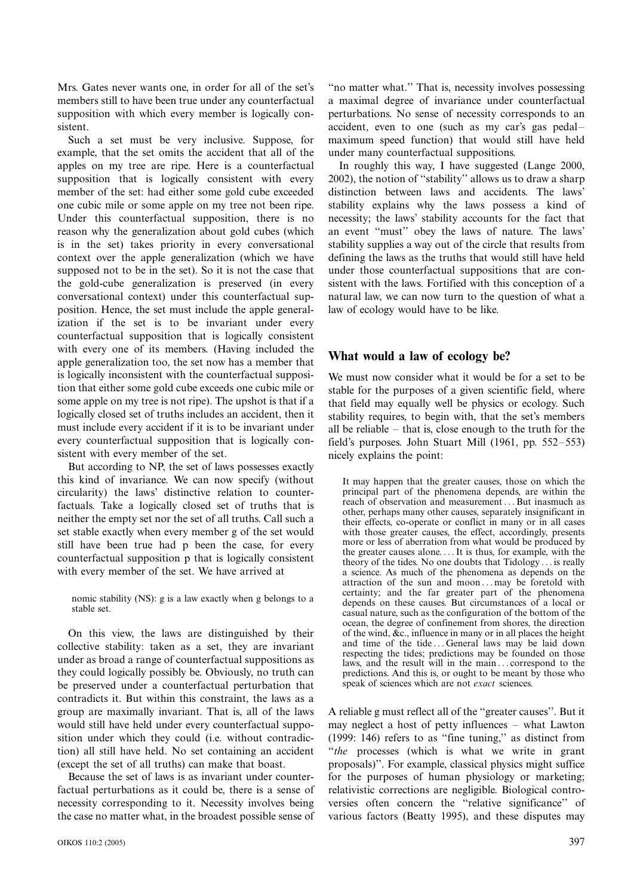Mrs. Gates never wants one, in order for all of the set's members still to have been true under any counterfactual supposition with which every member is logically consistent.

Such a set must be very inclusive. Suppose, for example, that the set omits the accident that all of the apples on my tree are ripe. Here is a counterfactual supposition that is logically consistent with every member of the set: had either some gold cube exceeded one cubic mile or some apple on my tree not been ripe. Under this counterfactual supposition, there is no reason why the generalization about gold cubes (which is in the set) takes priority in every conversational context over the apple generalization (which we have supposed not to be in the set). So it is not the case that the gold-cube generalization is preserved (in every conversational context) under this counterfactual supposition. Hence, the set must include the apple generalization if the set is to be invariant under every counterfactual supposition that is logically consistent with every one of its members. (Having included the apple generalization too, the set now has a member that is logically inconsistent with the counterfactual supposition that either some gold cube exceeds one cubic mile or some apple on my tree is not ripe). The upshot is that if a logically closed set of truths includes an accident, then it must include every accident if it is to be invariant under every counterfactual supposition that is logically consistent with every member of the set.

But according to NP, the set of laws possesses exactly this kind of invariance. We can now specify (without circularity) the laws' distinctive relation to counterfactuals. Take a logically closed set of truths that is neither the empty set nor the set of all truths. Call such a set stable exactly when every member g of the set would still have been true had p been the case, for every counterfactual supposition p that is logically consistent with every member of the set. We have arrived at

> nomic stability (NS): g is a law exactly when g belongs to a stable set.

On this view, the laws are distinguished by their collective stability: taken as a set, they are invariant under as broad a range of counterfactual suppositions as they could logically possibly be. Obviously, no truth can be preserved under a counterfactual perturbation that contradicts it. But within this constraint, the laws as a group are maximally invariant. That is, all of the laws would still have held under every counterfactual supposition under which they could (i.e. without contradiction) all still have held. No set containing an accident (except the set of all truths) can make that boast.

Because the set of laws is as invariant under counterfactual perturbations as it could be, there is a sense of necessity corresponding to it. Necessity involves being the case no matter what, in the broadest possible sense of "no matter what." That is, necessity involves possessing a maximal degree of invariance under counterfactual perturbations. No sense of necessity corresponds to an accident, even to one (such as my car's gas pedal–maximum speed function) that would still have held under many counterfactual suppositions.

In roughly this way, I have suggested (Lange 2000, 2002), the notion of "stability" allows us to draw a sharp distinction between laws and accidents. The laws' stability explains why the laws possess a kind of necessity; the laws' stability accounts for the fact that an event "must" obey the laws of nature. The laws' stability supplies a way out of the circle that results from defining the laws as the truths that would still have held under those counterfactual suppositions that are consistent with the laws. Fortified with this conception of a natural law, we can now turn to the question of what a law of ecology would have to be like.

## What would a law of ecology be?

We must now consider what it would be for a set to be stable for the purposes of a given scientific field, where that field may equally well be physics or ecology. Such stability requires, to begin with, that the set's members all be reliable – that is, close enough to the truth for the field's purposes. John Stuart Mill (1961, pp. 552–553) nicely explains the point:

> It may happen that the greater causes, those on which the principal part of the phenomena depends, are within the reach of observation and measurement ... But inasmuch as other, perhaps many other causes, separately insignificant in their effects, co-operate or conflict in many or in all cases with those greater causes, the effect, accordingly, presents more or less of aberration from what would be produced by the greater causes alone. ... It is thus, for example, with the theory of the tides. No one doubts that Tidology ... is really a science. As much of the phenomena as depends on the attraction of the sun and moon ... may be foretold with certainty; and the far greater part of the phenomena depends on these causes. But circumstances of a local or casual nature, such as the configuration of the bottom of the ocean, the degree of confinement from shores, the direction of the wind, &c., influence in many or in all places the height and time of the tide ... General laws may be laid down respecting the tides; predictions may be founded on those laws, and the result will in the main ... correspond to the predictions. And this is, or ought to be meant by those who speak of sciences which are not *exact* sciences.

A reliable g must reflect all of the "greater causes". But it may neglect a host of petty influences – what Lawton (1999: 146) refers to as "fine tuning," as distinct from "*the* processes (which is what we write in grant proposals)". For example, classical physics might suffice for the purposes of human physiology or marketing; relativistic corrections are negligible. Biological controversies often concern the "relative significance" of various factors (Beatty 1995), and these disputes may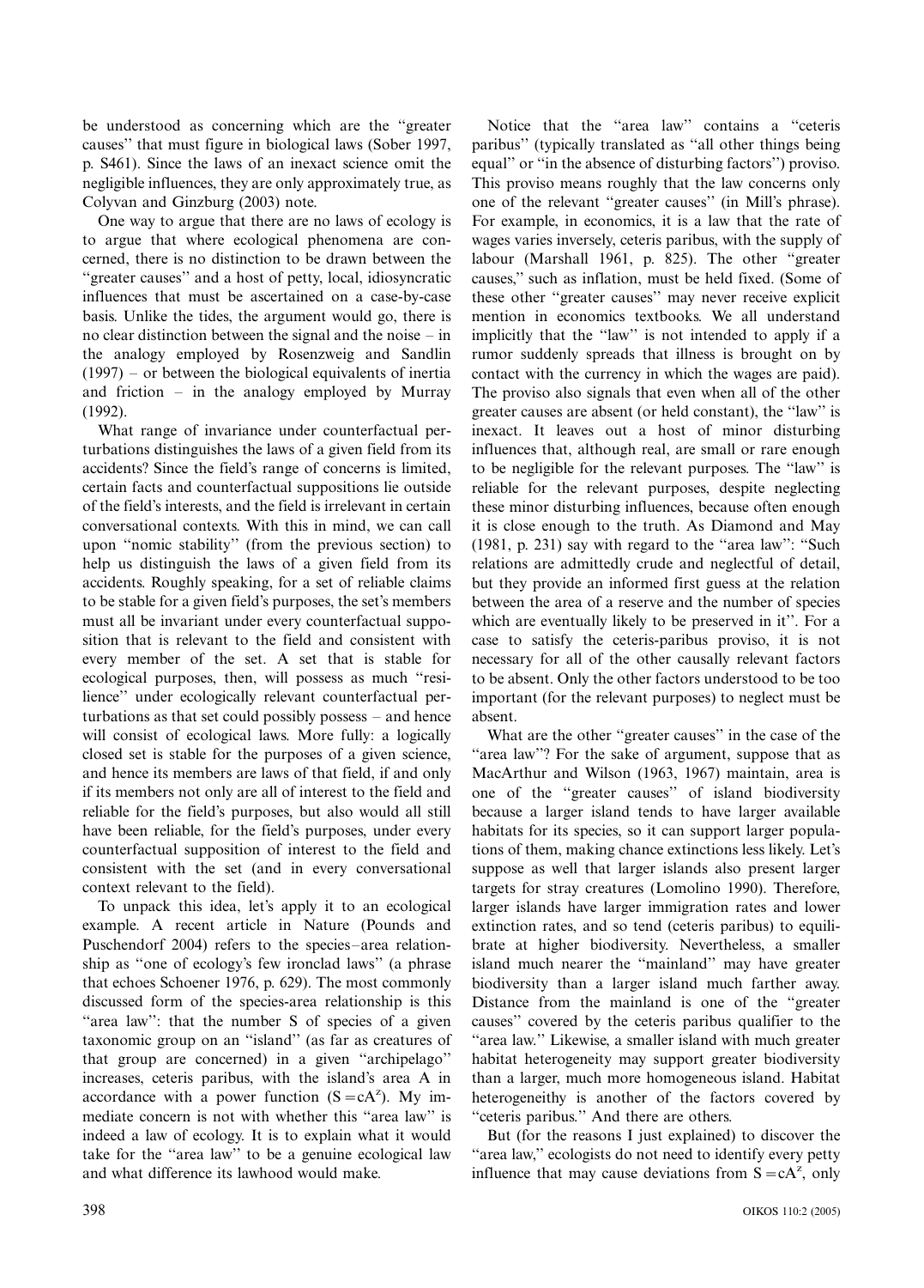be understood as concerning which are the "greater causes" that must figure in biological laws (Sober 1997, p. S461). Since the laws of an inexact science omit the negligible influences, they are only approximately true, as Colyvan and Ginzburg (2003) note.

One way to argue that there are no laws of ecology is to argue that where ecological phenomena are concerned, there is no distinction to be drawn between the "greater causes" and a host of petty, local, idiosyncratic influences that must be ascertained on a case-by-case basis. Unlike the tides, the argument would go, there is no clear distinction between the signal and the noise – in the analogy employed by Rosenzweig and Sandlin (1997) – or between the biological equivalents of inertia and friction – in the analogy employed by Murray (1992).

What range of invariance under counterfactual perturbations distinguishes the laws of a given field from its accidents? Since the field's range of concerns is limited, certain facts and counterfactual suppositions lie outside of the field's interests, and the field is irrelevant in certain conversational contexts. With this in mind, we can call upon "nomic stability" (from the previous section) to help us distinguish the laws of a given field from its accidents. Roughly speaking, for a set of reliable claims to be stable for a given field's purposes, the set's members must all be invariant under every counterfactual supposition that is relevant to the field and consistent with every member of the set. A set that is stable for ecological purposes, then, will possess as much "resilience" under ecologically relevant counterfactual perturbations as that set could possibly possess – and hence will consist of ecological laws. More fully: a logically closed set is stable for the purposes of a given science, and hence its members are laws of that field, if and only if its members not only are all of interest to the field and reliable for the field's purposes, but also would all still have been reliable, for the field's purposes, under every counterfactual supposition of interest to the field and consistent with the set (and in every conversational context relevant to the field).

To unpack this idea, let's apply it to an ecological example. A recent article in Nature (Pounds and Puschendorf 2004) refers to the species–area relationship as "one of ecology's few ironclad laws" (a phrase that echoes Schoener 1976, p. 629). The most commonly discussed form of the species-area relationship is this "area law": that the number S of species of a given taxonomic group on an "island" (as far as creatures of that group are concerned) in a given "archipelago" increases, ceteris paribus, with the island's area A in accordance with a power function ($S = cA^z$). My immediate concern is not with whether this "area law" is indeed a law of ecology. It is to explain what it would take for the "area law" to be a genuine ecological law and what difference its lawhood would make.

Notice that the "area law" contains a "ceteris paribus" (typically translated as "all other things being equal" or "in the absence of disturbing factors") proviso. This proviso means roughly that the law concerns only one of the relevant "greater causes" (in Mill's phrase). For example, in economics, it is a law that the rate of wages varies inversely, ceteris paribus, with the supply of labour (Marshall 1961, p. 825). The other "greater causes," such as inflation, must be held fixed. (Some of these other "greater causes" may never receive explicit mention in economics textbooks. We all understand implicitly that the "law" is not intended to apply if a rumor suddenly spreads that illness is brought on by contact with the currency in which the wages are paid). The proviso also signals that even when all of the other greater causes are absent (or held constant), the "law" is inexact. It leaves out a host of minor disturbing influences that, although real, are small or rare enough to be negligible for the relevant purposes. The "law" is reliable for the relevant purposes, despite neglecting these minor disturbing influences, because often enough it is close enough to the truth. As Diamond and May (1981, p. 231) say with regard to the "area law": "Such relations are admittedly crude and neglectful of detail, but they provide an informed first guess at the relation between the area of a reserve and the number of species which are eventually likely to be preserved in it". For a case to satisfy the ceteris-paribus proviso, it is not necessary for all of the other causally relevant factors to be absent. Only the other factors understood to be too important (for the relevant purposes) to neglect must be absent.

What are the other "greater causes" in the case of the "area law"? For the sake of argument, suppose that as MacArthur and Wilson (1963, 1967) maintain, area is one of the "greater causes" of island biodiversity because a larger island tends to have larger available habitats for its species, so it can support larger populations of them, making chance extinctions less likely. Let's suppose as well that larger islands also present larger targets for stray creatures (Lomolino 1990). Therefore, larger islands have larger immigration rates and lower extinction rates, and so tend (ceteris paribus) to equilibrate at higher biodiversity. Nevertheless, a smaller island much nearer the "mainland" may have greater biodiversity than a larger island much farther away. Distance from the mainland is one of the "greater causes" covered by the ceteris paribus qualifier to the "area law." Likewise, a smaller island with much greater habitat heterogeneity may support greater biodiversity than a larger, much more homogeneous island. Habitat heterogeneithy is another of the factors covered by "ceteris paribus." And there are others.

But (for the reasons I just explained) to discover the "area law," ecologists do not need to identify every petty influence that may cause deviations from $S = cA^z$, only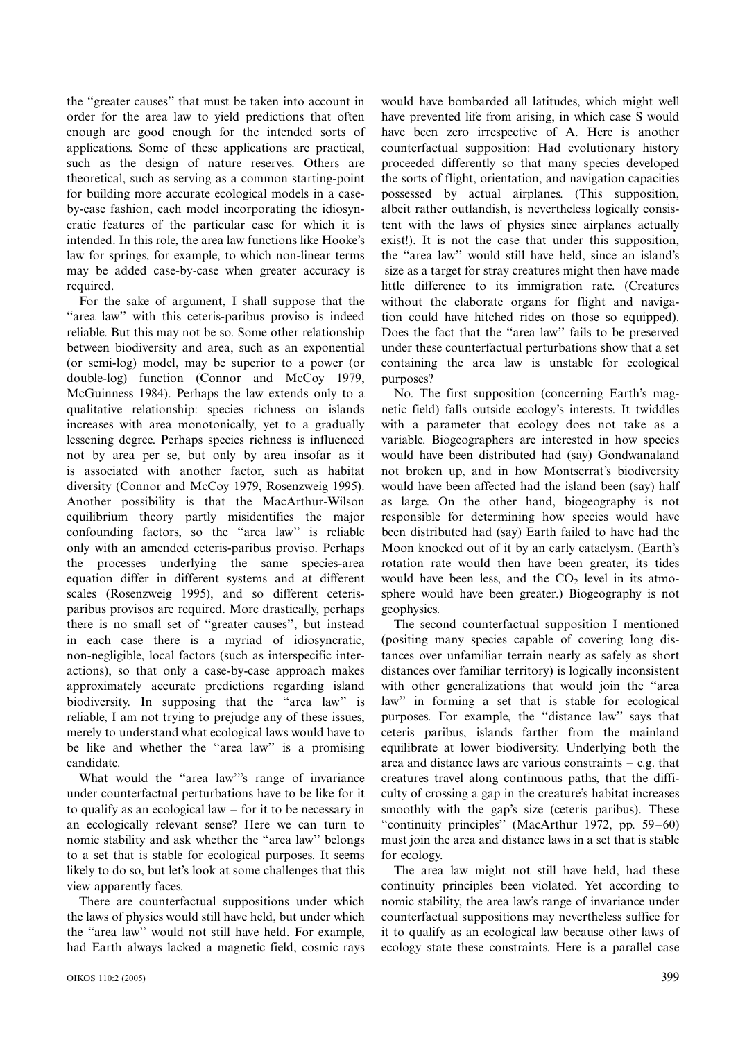the "greater causes" that must be taken into account in order for the area law to yield predictions that often enough are good enough for the intended sorts of applications. Some of these applications are practical, such as the design of nature reserves. Others are theoretical, such as serving as a common starting-point for building more accurate ecological models in a case-by-case fashion, each model incorporating the idiosyncratic features of the particular case for which it is intended. In this role, the area law functions like Hooke's law for springs, for example, to which non-linear terms may be added case-by-case when greater accuracy is required.

For the sake of argument, I shall suppose that the "area law" with this ceteris-paribus proviso is indeed reliable. But this may not be so. Some other relationship between biodiversity and area, such as an exponential (or semi-log) model, may be superior to a power (or double-log) function (Connor and McCoy 1979, McGuinness 1984). Perhaps the law extends only to a qualitative relationship: species richness on islands increases with area monotonically, yet to a gradually lessening degree. Perhaps species richness is influenced not by area per se, but only by area insofar as it is associated with another factor, such as habitat diversity (Connor and McCoy 1979, Rosenzweig 1995). Another possibility is that the MacArthur-Wilson equilibrium theory partly misidentifies the major confounding factors, so the "area law" is reliable only with an amended ceteris-paribus proviso. Perhaps the processes underlying the same species-area equation differ in different systems and at different scales (Rosenzweig 1995), and so different ceteris-paribus provisos are required. More drastically, perhaps there is no small set of "greater causes", but instead in each case there is a myriad of idiosyncratic, non-negligible, local factors (such as interspecific interactions), so that only a case-by-case approach makes approximately accurate predictions regarding island biodiversity. In supposing that the "area law" is reliable, I am not trying to prejudge any of these issues, merely to understand what ecological laws would have to be like and whether the "area law" is a promising candidate.

What would the "area law"'s range of invariance under counterfactual perturbations have to be like for it to qualify as an ecological law – for it to be necessary in an ecologically relevant sense? Here we can turn to nomic stability and ask whether the "area law" belongs to a set that is stable for ecological purposes. It seems likely to do so, but let's look at some challenges that this view apparently faces.

There are counterfactual suppositions under which the laws of physics would still have held, but under which the "area law" would not still have held. For example, had Earth always lacked a magnetic field, cosmic rays would have bombarded all latitudes, which might well have prevented life from arising, in which case S would have been zero irrespective of A. Here is another counterfactual supposition: Had evolutionary history proceeded differently so that many species developed the sorts of flight, orientation, and navigation capacities possessed by actual airplanes. (This supposition, albeit rather outlandish, is nevertheless logically consistent with the laws of physics since airplanes actually exist!). It is not the case that under this supposition, the "area law" would still have held, since an island's size as a target for stray creatures might then have made little difference to its immigration rate. (Creatures without the elaborate organs for flight and navigation could have hitched rides on those so equipped). Does the fact that the "area law" fails to be preserved under these counterfactual perturbations show that a set containing the area law is unstable for ecological purposes?

No. The first supposition (concerning Earth's magnetic field) falls outside ecology's interests. It twiddles with a parameter that ecology does not take as a variable. Biogeographers are interested in how species would have been distributed had (say) Gondwanaland not broken up, and in how Montserrat's biodiversity would have been affected had the island been (say) half as large. On the other hand, biogeography is not responsible for determining how species would have been distributed had (say) Earth failed to have had the Moon knocked out of it by an early cataclysm. (Earth's rotation rate would then have been greater, its tides would have been less, and the $CO_2$ level in its atmosphere would have been greater.) Biogeography is not geophysics.

The second counterfactual supposition I mentioned (positing many species capable of covering long distances over unfamiliar terrain nearly as safely as short distances over familiar territory) is logically inconsistent with other generalizations that would join the "area law" in forming a set that is stable for ecological purposes. For example, the "distance law" says that ceteris paribus, islands farther from the mainland equilibrate at lower biodiversity. Underlying both the area and distance laws are various constraints – e.g. that creatures travel along continuous paths, that the difficulty of crossing a gap in the creature's habitat increases smoothly with the gap's size (ceteris paribus). These "continuity principles" (MacArthur 1972, pp. 59–60) must join the area and distance laws in a set that is stable for ecology.

The area law might not still have held, had these continuity principles been violated. Yet according to nomic stability, the area law's range of invariance under counterfactual suppositions may nevertheless suffice for it to qualify as an ecological law because other laws of ecology state these constraints. Here is a parallel case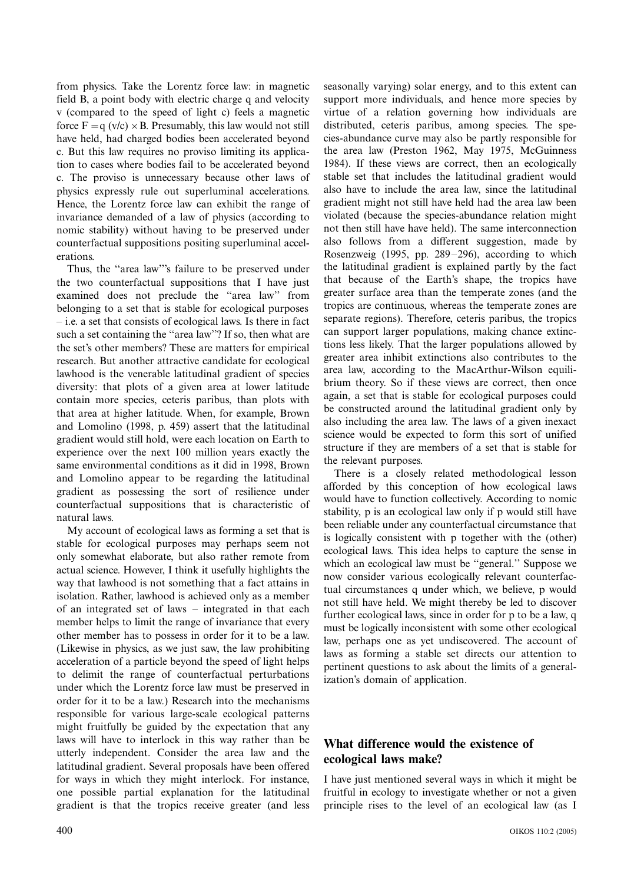from physics. Take the Lorentz force law: in magnetic field B, a point body with electric charge q and velocity v (compared to the speed of light c) feels a magnetic force $F = q\ (v/c) \times B$. Presumably, this law would not still have held, had charged bodies been accelerated beyond c. But this law requires no proviso limiting its application to cases where bodies fail to be accelerated beyond c. The proviso is unnecessary because other laws of physics expressly rule out superluminal accelerations. Hence, the Lorentz force law can exhibit the range of invariance demanded of a law of physics (according to nomic stability) without having to be preserved under counterfactual suppositions positing superluminal accelerations.

Thus, the "area law"'s failure to be preserved under the two counterfactual suppositions that I have just examined does not preclude the "area law" from belonging to a set that is stable for ecological purposes – i.e. a set that consists of ecological laws. Is there in fact such a set containing the "area law"? If so, then what are the set's other members? These are matters for empirical research. But another attractive candidate for ecological lawhood is the venerable latitudinal gradient of species diversity: that plots of a given area at lower latitude contain more species, ceteris paribus, than plots with that area at higher latitude. When, for example, Brown and Lomolino (1998, p. 459) assert that the latitudinal gradient would still hold, were each location on Earth to experience over the next 100 million years exactly the same environmental conditions as it did in 1998, Brown and Lomolino appear to be regarding the latitudinal gradient as possessing the sort of resilience under counterfactual suppositions that is characteristic of natural laws.

My account of ecological laws as forming a set that is stable for ecological purposes may perhaps seem not only somewhat elaborate, but also rather remote from actual science. However, I think it usefully highlights the way that lawhood is not something that a fact attains in isolation. Rather, lawhood is achieved only as a member of an integrated set of laws – integrated in that each member helps to limit the range of invariance that every other member has to possess in order for it to be a law. (Likewise in physics, as we just saw, the law prohibiting acceleration of a particle beyond the speed of light helps to delimit the range of counterfactual perturbations under which the Lorentz force law must be preserved in order for it to be a law.) Research into the mechanisms responsible for various large-scale ecological patterns might fruitfully be guided by the expectation that any laws will have to interlock in this way rather than be utterly independent. Consider the area law and the latitudinal gradient. Several proposals have been offered for ways in which they might interlock. For instance, one possible partial explanation for the latitudinal gradient is that the tropics receive greater (and less seasonally varying) solar energy, and to this extent can support more individuals, and hence more species by virtue of a relation governing how individuals are distributed, ceteris paribus, among species. The species-abundance curve may also be partly responsible for the area law (Preston 1962, May 1975, McGuinness 1984). If these views are correct, then an ecologically stable set that includes the latitudinal gradient would also have to include the area law, since the latitudinal gradient might not still have held had the area law been violated (because the species-abundance relation might not then still have have held). The same interconnection also follows from a different suggestion, made by Rosenzweig (1995, pp. 289–296), according to which the latitudinal gradient is explained partly by the fact that because of the Earth's shape, the tropics have greater surface area than the temperate zones (and the tropics are continuous, whereas the temperate zones are separate regions). Therefore, ceteris paribus, the tropics can support larger populations, making chance extinctions less likely. That the larger populations allowed by greater area inhibit extinctions also contributes to the area law, according to the MacArthur-Wilson equilibrium theory. So if these views are correct, then once again, a set that is stable for ecological purposes could be constructed around the latitudinal gradient only by also including the area law. The laws of a given inexact science would be expected to form this sort of unified structure if they are members of a set that is stable for the relevant purposes.

There is a closely related methodological lesson afforded by this conception of how ecological laws would have to function collectively. According to nomic stability, p is an ecological law only if p would still have been reliable under any counterfactual circumstance that is logically consistent with p together with the (other) ecological laws. This idea helps to capture the sense in which an ecological law must be "general." Suppose we now consider various ecologically relevant counterfactual circumstances q under which, we believe, p would not still have held. We might thereby be led to discover further ecological laws, since in order for p to be a law, q must be logically inconsistent with some other ecological law, perhaps one as yet undiscovered. The account of laws as forming a stable set directs our attention to pertinent questions to ask about the limits of a generalization's domain of application.

## What difference would the existence of ecological laws make?

I have just mentioned several ways in which it might be fruitful in ecology to investigate whether or not a given principle rises to the level of an ecological law (as I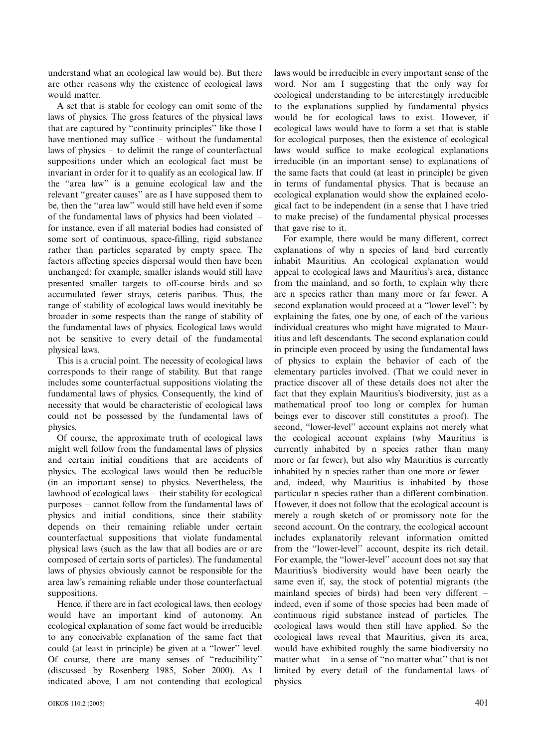understand what an ecological law would be). But there are other reasons why the existence of ecological laws would matter.

A set that is stable for ecology can omit some of the laws of physics. The gross features of the physical laws that are captured by "continuity principles" like those I have mentioned may suffice – without the fundamental laws of physics – to delimit the range of counterfactual suppositions under which an ecological fact must be invariant in order for it to qualify as an ecological law. If the "area law" is a genuine ecological law and the relevant "greater causes" are as I have supposed them to be, then the "area law" would still have held even if some of the fundamental laws of physics had been violated – for instance, even if all material bodies had consisted of some sort of continuous, space-filling, rigid substance rather than particles separated by empty space. The factors affecting species dispersal would then have been unchanged: for example, smaller islands would still have presented smaller targets to off-course birds and so accumulated fewer strays, ceteris paribus. Thus, the range of stability of ecological laws would inevitably be broader in some respects than the range of stability of the fundamental laws of physics. Ecological laws would not be sensitive to every detail of the fundamental physical laws.

This is a crucial point. The necessity of ecological laws corresponds to their range of stability. But that range includes some counterfactual suppositions violating the fundamental laws of physics. Consequently, the kind of necessity that would be characteristic of ecological laws could not be possessed by the fundamental laws of physics.

Of course, the approximate truth of ecological laws might well follow from the fundamental laws of physics and certain initial conditions that are accidents of physics. The ecological laws would then be reducible (in an important sense) to physics. Nevertheless, the lawhood of ecological laws – their stability for ecological purposes – cannot follow from the fundamental laws of physics and initial conditions, since their stability depends on their remaining reliable under certain counterfactual suppositions that violate fundamental physical laws (such as the law that all bodies are or are composed of certain sorts of particles). The fundamental laws of physics obviously cannot be responsible for the area law's remaining reliable under those counterfactual suppositions.

Hence, if there are in fact ecological laws, then ecology would have an important kind of autonomy. An ecological explanation of some fact would be irreducible to any conceivable explanation of the same fact that could (at least in principle) be given at a "lower" level. Of course, there are many senses of "reducibility" (discussed by Rosenberg 1985, Sober 2000). As I indicated above, I am not contending that ecological laws would be irreducible in every important sense of the word. Nor am I suggesting that the only way for ecological understanding to be interestingly irreducible to the explanations supplied by fundamental physics would be for ecological laws to exist. However, if ecological laws would have to form a set that is stable for ecological purposes, then the existence of ecological laws would suffice to make ecological explanations irreducible (in an important sense) to explanations of the same facts that could (at least in principle) be given in terms of fundamental physics. That is because an ecological explanation would show the explained ecological fact to be independent (in a sense that I have tried to make precise) of the fundamental physical processes that gave rise to it.

For example, there would be many different, correct explanations of why n species of land bird currently inhabit Mauritius. An ecological explanation would appeal to ecological laws and Mauritius's area, distance from the mainland, and so forth, to explain why there are n species rather than many more or far fewer. A second explanation would proceed at a "lower level": by explaining the fates, one by one, of each of the various individual creatures who might have migrated to Mauritius and left descendants. The second explanation could in principle even proceed by using the fundamental laws of physics to explain the behavior of each of the elementary particles involved. (That we could never in practice discover all of these details does not alter the fact that they explain Mauritius's biodiversity, just as a mathematical proof too long or complex for human beings ever to discover still constitutes a proof). The second, "lower-level" account explains not merely what the ecological account explains (why Mauritius is currently inhabited by n species rather than many more or far fewer), but also why Mauritius is currently inhabited by n species rather than one more or fewer – and, indeed, why Mauritius is inhabited by those particular n species rather than a different combination. However, it does not follow that the ecological account is merely a rough sketch of or promissory note for the second account. On the contrary, the ecological account includes explanatorily relevant information omitted from the "lower-level" account, despite its rich detail. For example, the "lower-level" account does not say that Mauritius's biodiversity would have been nearly the same even if, say, the stock of potential migrants (the mainland species of birds) had been very different – indeed, even if some of those species had been made of continuous rigid substance instead of particles. The ecological laws would then still have applied. So the ecological laws reveal that Mauritius, given its area, would have exhibited roughly the same biodiversity no matter what – in a sense of "no matter what" that is not limited by every detail of the fundamental laws of physics.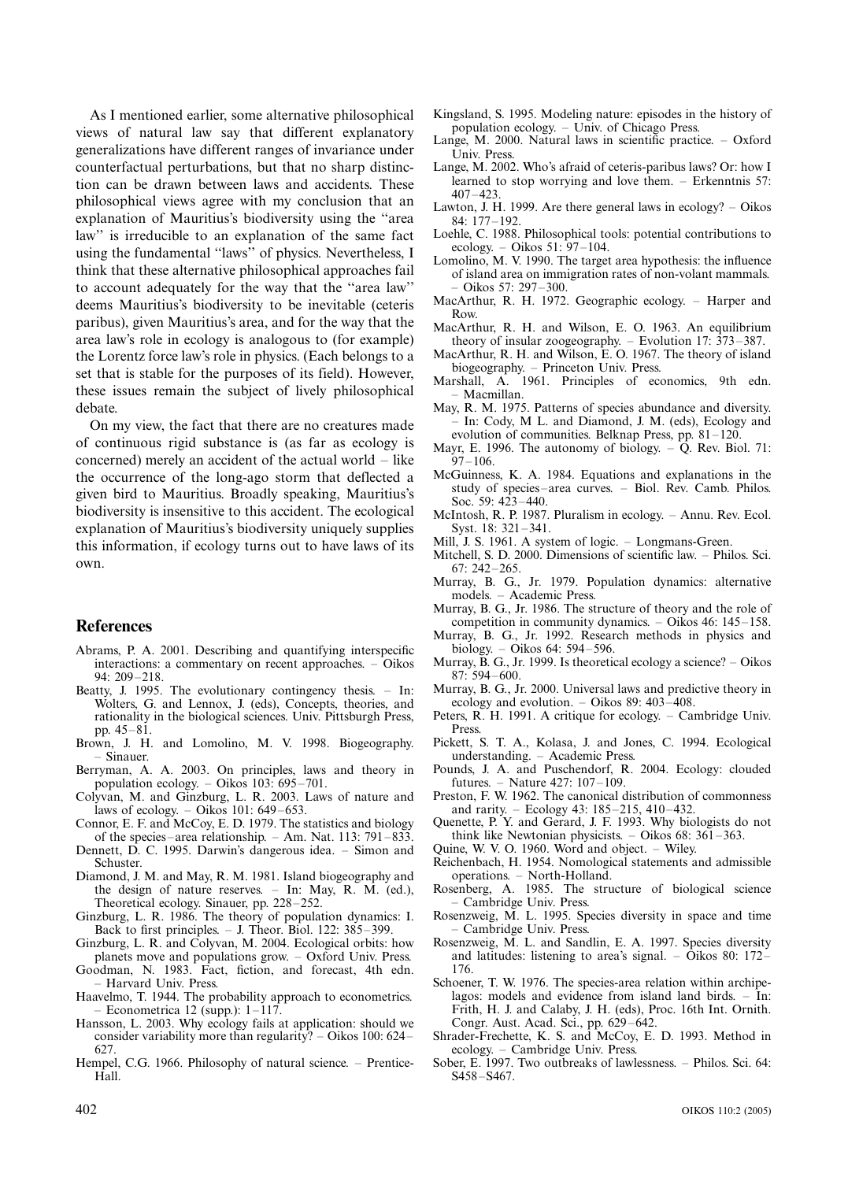As I mentioned earlier, some alternative philosophical views of natural law say that different explanatory generalizations have different ranges of invariance under counterfactual perturbations, but that no sharp distinction can be drawn between laws and accidents. These philosophical views agree with my conclusion that an explanation of Mauritius's biodiversity using the "area law" is irreducible to an explanation of the same fact using the fundamental "laws" of physics. Nevertheless, I think that these alternative philosophical approaches fail to account adequately for the way that the "area law" deems Mauritius's biodiversity to be inevitable (ceteris paribus), given Mauritius's area, and for the way that the area law's role in ecology is analogous to (for example) the Lorentz force law's role in physics. (Each belongs to a set that is stable for the purposes of its field). However, these issues remain the subject of lively philosophical debate.

On my view, the fact that there are no creatures made of continuous rigid substance is (as far as ecology is concerned) merely an accident of the actual world – like the occurrence of the long-ago storm that deflected a given bird to Mauritius. Broadly speaking, Mauritius's biodiversity is insensitive to this accident. The ecological explanation of Mauritius's biodiversity uniquely supplies this information, if ecology turns out to have laws of its own.

## References

Abrams, P. A. 2001. Describing and quantifying interspecific interactions: a commentary on recent approaches. – Oikos 94: 209–218.

Beatty, J. 1995. The evolutionary contingency thesis. – In: Wolters, G. and Lennox, J. (eds), Concepts, theories, and rationality in the biological sciences. Univ. Pittsburgh Press, pp. 45–81.

Brown, J. H. and Lomolino, M. V. 1998. Biogeography. – Sinauer.

Berryman, A. A. 2003. On principles, laws and theory in population ecology. – Oikos 103: 695–701.

Colyvan, M. and Ginzburg, L. R. 2003. Laws of nature and laws of ecology. – Oikos 101: 649–653.

Connor, E. F. and McCoy, E. D. 1979. The statistics and biology of the species–area relationship. – Am. Nat. 113: 791–833.

Dennett, D. C. 1995. Darwin's dangerous idea. – Simon and Schuster.

Diamond, J. M. and May, R. M. 1981. Island biogeography and the design of nature reserves. – In: May, R. M. (ed.), Theoretical ecology. Sinauer, pp. 228–252.

Ginzburg, L. R. 1986. The theory of population dynamics: I. Back to first principles. – J. Theor. Biol. 122: 385–399.

Ginzburg, L. R. and Colyvan, M. 2004. Ecological orbits: how planets move and populations grow. – Oxford Univ. Press.

Goodman, N. 1983. Fact, fiction, and forecast, 4th edn. – Harvard Univ. Press.

Haavelmo, T. 1944. The probability approach to econometrics. – Econometrica 12 (supp.): 1–117.

Hansson, L. 2003. Why ecology fails at application: should we consider variability more than regularity? – Oikos 100: 624–627.

Hempel, C.G. 1966. Philosophy of natural science. – Prentice-Hall.

Kingsland, S. 1995. Modeling nature: episodes in the history of population ecology. – Univ. of Chicago Press.

Lange, M. 2000. Natural laws in scientific practice. – Oxford Univ. Press.

Lange, M. 2002. Who's afraid of ceteris-paribus laws? Or: how I learned to stop worrying and love them. – Erkenntnis 57: 407–423.

Lawton, J. H. 1999. Are there general laws in ecology? – Oikos 84: 177–192.

Loehle, C. 1988. Philosophical tools: potential contributions to ecology. – Oikos 51: 97–104.

Lomolino, M. V. 1990. The target area hypothesis: the influence of island area on immigration rates of non-volant mammals. – Oikos 57: 297–300.

MacArthur, R. H. 1972. Geographic ecology. – Harper and Row.

MacArthur, R. H. and Wilson, E. O. 1963. An equilibrium theory of insular zoogeography. – Evolution 17: 373–387.

MacArthur, R. H. and Wilson, E. O. 1967. The theory of island biogeography. – Princeton Univ. Press.

Marshall, A. 1961. Principles of economics, 9th edn. – Macmillan.

May, R. M. 1975. Patterns of species abundance and diversity. – In: Cody, M L. and Diamond, J. M. (eds), Ecology and evolution of communities. Belknap Press, pp. 81–120.

Mayr, E. 1996. The autonomy of biology. – Q. Rev. Biol. 71: 97–106.

McGuinness, K. A. 1984. Equations and explanations in the study of species–area curves. – Biol. Rev. Camb. Philos. Soc. 59: 423–440.

McIntosh, R. P. 1987. Pluralism in ecology. – Annu. Rev. Ecol. Syst. 18: 321–341.

Mill, J. S. 1961. A system of logic. – Longmans-Green.

Mitchell, S. D. 2000. Dimensions of scientific law. – Philos. Sci. 67: 242–265.

Murray, B. G., Jr. 1979. Population dynamics: alternative models. – Academic Press.

Murray, B. G., Jr. 1986. The structure of theory and the role of competition in community dynamics. – Oikos 46: 145–158.

Murray, B. G., Jr. 1992. Research methods in physics and biology. – Oikos 64: 594–596.

Murray, B. G., Jr. 1999. Is theoretical ecology a science? – Oikos 87: 594–600.

Murray, B. G., Jr. 2000. Universal laws and predictive theory in ecology and evolution. – Oikos 89: 403–408.

Peters, R. H. 1991. A critique for ecology. – Cambridge Univ. Press.

Pickett, S. T. A., Kolasa, J. and Jones, C. 1994. Ecological understanding. – Academic Press.

Pounds, J. A. and Puschendorf, R. 2004. Ecology: clouded futures. – Nature 427: 107–109.

Preston, F. W. 1962. The canonical distribution of commonness and rarity. – Ecology 43: 185–215, 410–432.

Quenette, P. Y. and Gerard, J. F. 1993. Why biologists do not think like Newtonian physicists. – Oikos 68: 361–363.

Quine, W. V. O. 1960. Word and object. – Wiley.

Reichenbach, H. 1954. Nomological statements and admissible operations. – North-Holland.

Rosenberg, A. 1985. The structure of biological science – Cambridge Univ. Press.

Rosenzweig, M. L. 1995. Species diversity in space and time – Cambridge Univ. Press.

Rosenzweig, M. L. and Sandlin, E. A. 1997. Species diversity and latitudes: listening to area's signal. – Oikos 80: 172–176.

Schoener, T. W. 1976. The species-area relation within archipelagos: models and evidence from island land birds. – In: Frith, H. J. and Calaby, J. H. (eds), Proc. 16th Int. Ornith. Congr. Aust. Acad. Sci., pp. 629–642.

Shrader-Frechette, K. S. and McCoy, E. D. 1993. Method in ecology. – Cambridge Univ. Press.

Sober, E. 1997. Two outbreaks of lawlessness. – Philos. Sci. 64: S458–S467.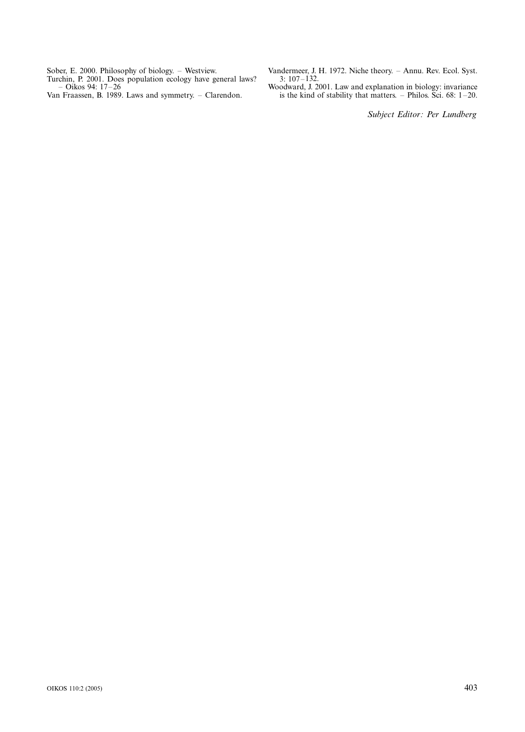Sober, E. 2000. Philosophy of biology. – Westview.

Turchin, P. 2001. Does population ecology have general laws? – Oikos 94: 17–26

Van Fraassen, B. 1989. Laws and symmetry. – Clarendon.

Vandermeer, J. H. 1972. Niche theory. – Annu. Rev. Ecol. Syst. 3: 107–132.

Woodward, J. 2001. Law and explanation in biology: invariance is the kind of stability that matters. – Philos. Sci. 68: 1–20.

*Subject Editor: Per Lundberg*